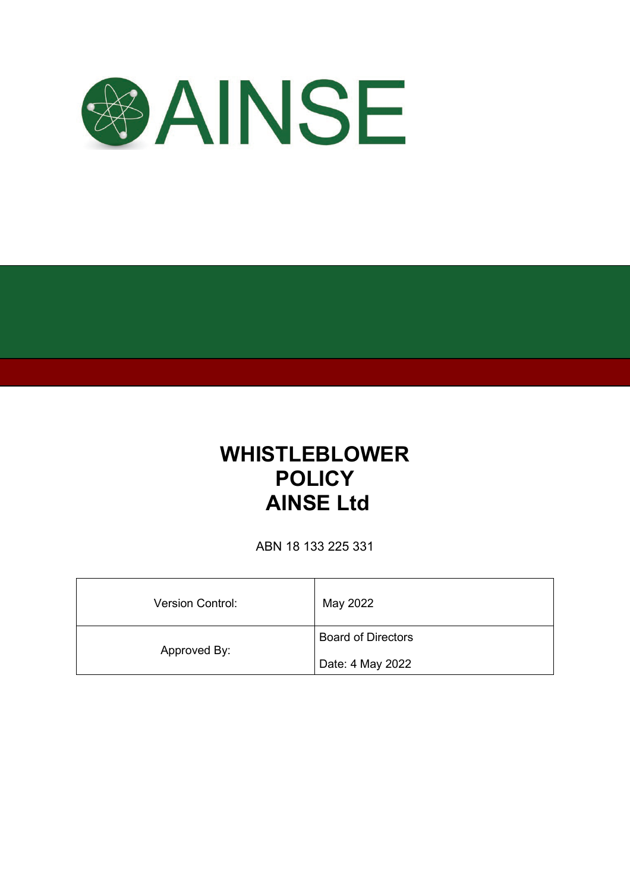AINSE

# WHISTLEBLOWER POLICY AINSE Ltd

ABN 18 133 225 331

| Version Control: | May 2022 |
| --- | --- |
| Approved By: | Board of Directors<br>Date: 4 May 2022 |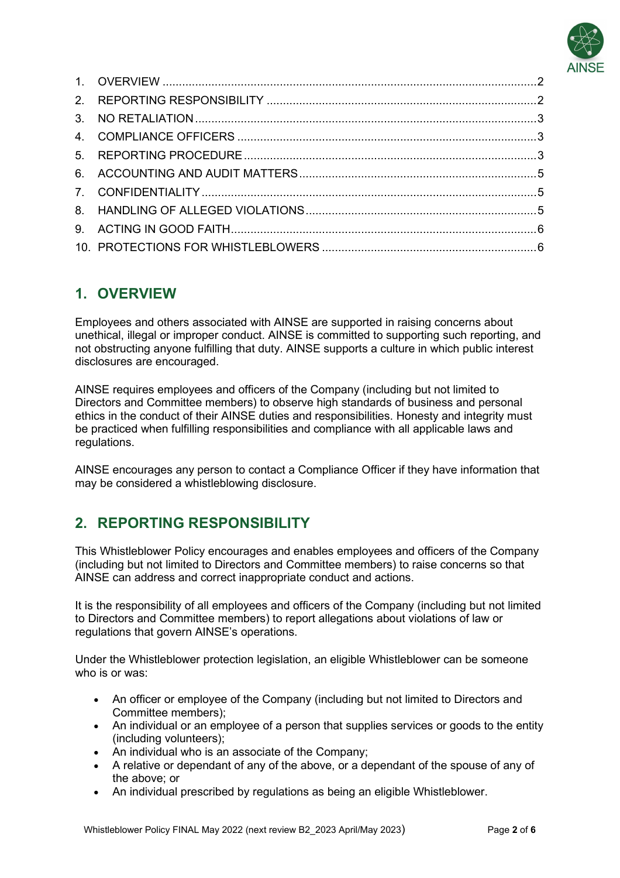1. OVERVIEW .......... 2
2. REPORTING RESPONSIBILITY .......... 2
3. NO RETALIATION .......... 3
4. COMPLIANCE OFFICERS .......... 3
5. REPORTING PROCEDURE .......... 3
6. ACCOUNTING AND AUDIT MATTERS .......... 5
7. CONFIDENTIALITY .......... 5
8. HANDLING OF ALLEGED VIOLATIONS .......... 5
9. ACTING IN GOOD FAITH .......... 6
10. PROTECTIONS FOR WHISTLEBLOWERS .......... 6

## 1. OVERVIEW

Employees and others associated with AINSE are supported in raising concerns about unethical, illegal or improper conduct. AINSE is committed to supporting such reporting, and not obstructing anyone fulfilling that duty. AINSE supports a culture in which public interest disclosures are encouraged.

AINSE requires employees and officers of the Company (including but not limited to Directors and Committee members) to observe high standards of business and personal ethics in the conduct of their AINSE duties and responsibilities. Honesty and integrity must be practiced when fulfilling responsibilities and compliance with all applicable laws and regulations.

AINSE encourages any person to contact a Compliance Officer if they have information that may be considered a whistleblowing disclosure.

## 2. REPORTING RESPONSIBILITY

This Whistleblower Policy encourages and enables employees and officers of the Company (including but not limited to Directors and Committee members) to raise concerns so that AINSE can address and correct inappropriate conduct and actions.

It is the responsibility of all employees and officers of the Company (including but not limited to Directors and Committee members) to report allegations about violations of law or regulations that govern AINSE's operations.

Under the Whistleblower protection legislation, an eligible Whistleblower can be someone who is or was:

- An officer or employee of the Company (including but not limited to Directors and Committee members);
- An individual or an employee of a person that supplies services or goods to the entity (including volunteers);
- An individual who is an associate of the Company;
- A relative or dependant of any of the above, or a dependant of the spouse of any of the above; or
- An individual prescribed by regulations as being an eligible Whistleblower.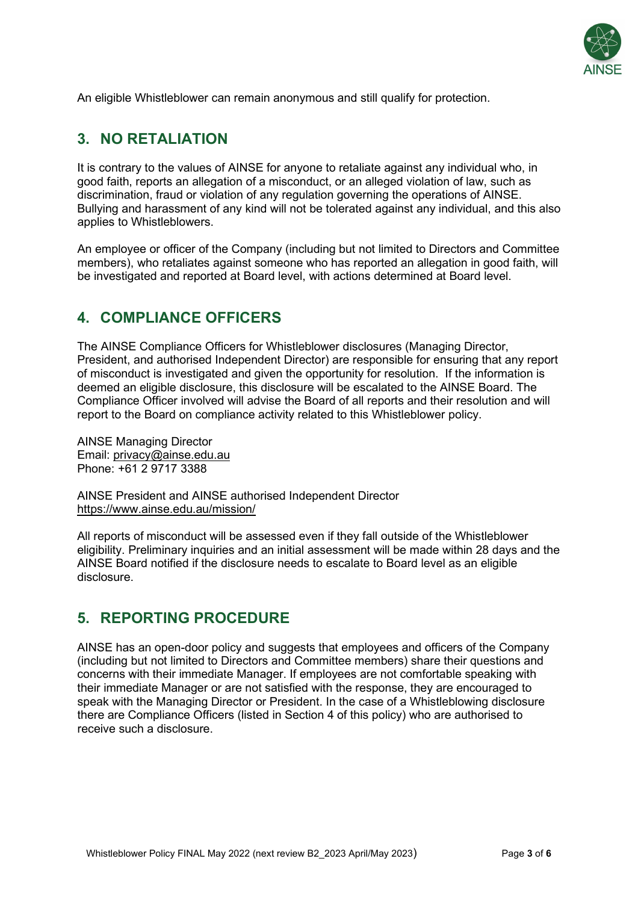An eligible Whistleblower can remain anonymous and still qualify for protection.

## 3. NO RETALIATION

It is contrary to the values of AINSE for anyone to retaliate against any individual who, in good faith, reports an allegation of a misconduct, or an alleged violation of law, such as discrimination, fraud or violation of any regulation governing the operations of AINSE. Bullying and harassment of any kind will not be tolerated against any individual, and this also applies to Whistleblowers.

An employee or officer of the Company (including but not limited to Directors and Committee members), who retaliates against someone who has reported an allegation in good faith, will be investigated and reported at Board level, with actions determined at Board level.

## 4. COMPLIANCE OFFICERS

The AINSE Compliance Officers for Whistleblower disclosures (Managing Director, President, and authorised Independent Director) are responsible for ensuring that any report of misconduct is investigated and given the opportunity for resolution. If the information is deemed an eligible disclosure, this disclosure will be escalated to the AINSE Board. The Compliance Officer involved will advise the Board of all reports and their resolution and will report to the Board on compliance activity related to this Whistleblower policy.

AINSE Managing Director
Email: privacy@ainse.edu.au
Phone: +61 2 9717 3388

AINSE President and AINSE authorised Independent Director
https://www.ainse.edu.au/mission/

All reports of misconduct will be assessed even if they fall outside of the Whistleblower eligibility. Preliminary inquiries and an initial assessment will be made within 28 days and the AINSE Board notified if the disclosure needs to escalate to Board level as an eligible disclosure.

## 5. REPORTING PROCEDURE

AINSE has an open-door policy and suggests that employees and officers of the Company (including but not limited to Directors and Committee members) share their questions and concerns with their immediate Manager. If employees are not comfortable speaking with their immediate Manager or are not satisfied with the response, they are encouraged to speak with the Managing Director or President. In the case of a Whistleblowing disclosure there are Compliance Officers (listed in Section 4 of this policy) who are authorised to receive such a disclosure.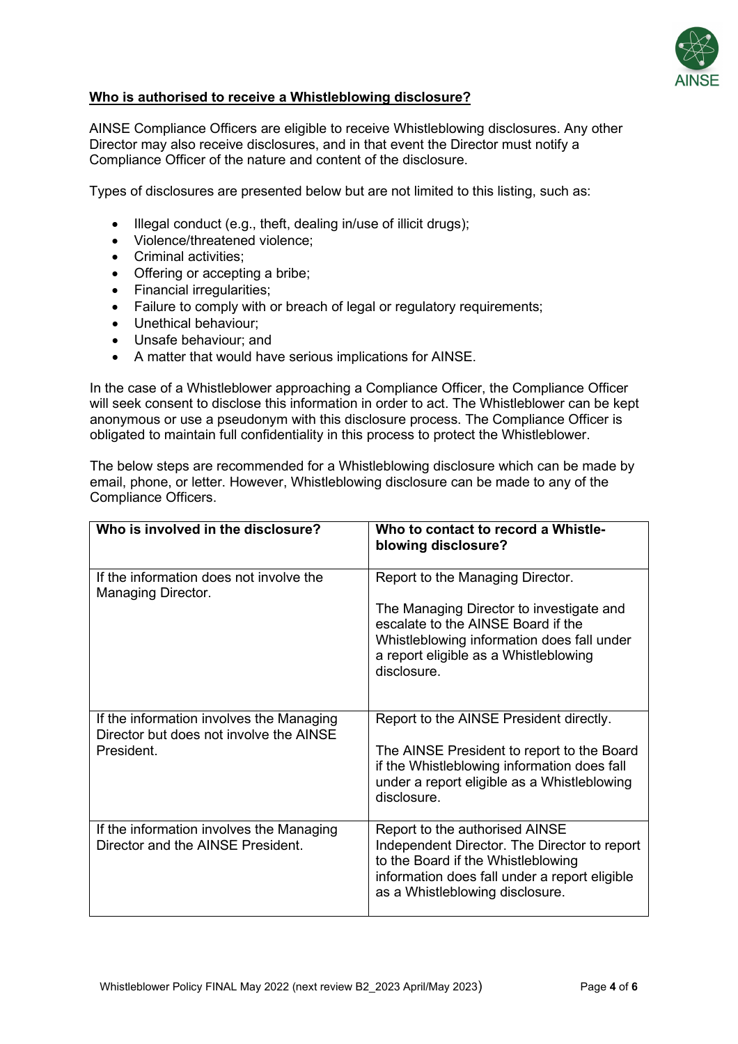## Who is authorised to receive a Whistleblowing disclosure?

AINSE Compliance Officers are eligible to receive Whistleblowing disclosures. Any other Director may also receive disclosures, and in that event the Director must notify a Compliance Officer of the nature and content of the disclosure.

Types of disclosures are presented below but are not limited to this listing, such as:

- Illegal conduct (e.g., theft, dealing in/use of illicit drugs);
- Violence/threatened violence;
- Criminal activities;
- Offering or accepting a bribe;
- Financial irregularities;
- Failure to comply with or breach of legal or regulatory requirements;
- Unethical behaviour;
- Unsafe behaviour; and
- A matter that would have serious implications for AINSE.

In the case of a Whistleblower approaching a Compliance Officer, the Compliance Officer will seek consent to disclose this information in order to act. The Whistleblower can be kept anonymous or use a pseudonym with this disclosure process. The Compliance Officer is obligated to maintain full confidentiality in this process to protect the Whistleblower.

The below steps are recommended for a Whistleblowing disclosure which can be made by email, phone, or letter. However, Whistleblowing disclosure can be made to any of the Compliance Officers.

| Who is involved in the disclosure? | Who to contact to record a Whistle-blowing disclosure? |
|---|---|
| If the information does not involve the Managing Director. | Report to the Managing Director.<br><br>The Managing Director to investigate and escalate to the AINSE Board if the Whistleblowing information does fall under a report eligible as a Whistleblowing disclosure. |
| If the information involves the Managing Director but does not involve the AINSE President. | Report to the AINSE President directly.<br><br>The AINSE President to report to the Board if the Whistleblowing information does fall under a report eligible as a Whistleblowing disclosure. |
| If the information involves the Managing Director and the AINSE President. | Report to the authorised AINSE Independent Director. The Director to report to the Board if the Whistleblowing information does fall under a report eligible as a Whistleblowing disclosure. |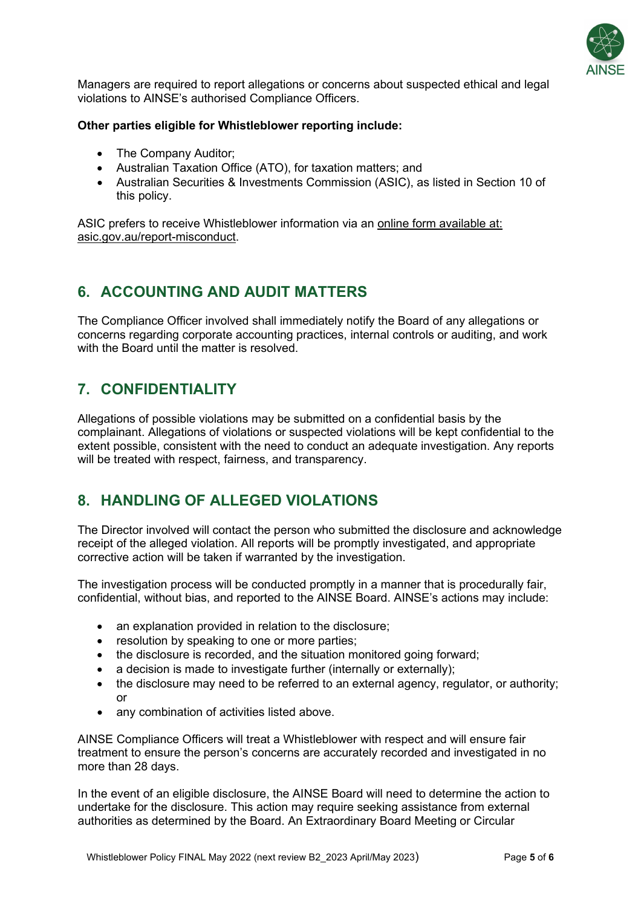Managers are required to report allegations or concerns about suspected ethical and legal violations to AINSE's authorised Compliance Officers.

**Other parties eligible for Whistleblower reporting include:**

- The Company Auditor;
- Australian Taxation Office (ATO), for taxation matters; and
- Australian Securities & Investments Commission (ASIC), as listed in Section 10 of this policy.

ASIC prefers to receive Whistleblower information via an online form available at: asic.gov.au/report-misconduct.

## 6. ACCOUNTING AND AUDIT MATTERS

The Compliance Officer involved shall immediately notify the Board of any allegations or concerns regarding corporate accounting practices, internal controls or auditing, and work with the Board until the matter is resolved.

## 7. CONFIDENTIALITY

Allegations of possible violations may be submitted on a confidential basis by the complainant. Allegations of violations or suspected violations will be kept confidential to the extent possible, consistent with the need to conduct an adequate investigation. Any reports will be treated with respect, fairness, and transparency.

## 8. HANDLING OF ALLEGED VIOLATIONS

The Director involved will contact the person who submitted the disclosure and acknowledge receipt of the alleged violation. All reports will be promptly investigated, and appropriate corrective action will be taken if warranted by the investigation.

The investigation process will be conducted promptly in a manner that is procedurally fair, confidential, without bias, and reported to the AINSE Board. AINSE's actions may include:

- an explanation provided in relation to the disclosure;
- resolution by speaking to one or more parties;
- the disclosure is recorded, and the situation monitored going forward;
- a decision is made to investigate further (internally or externally);
- the disclosure may need to be referred to an external agency, regulator, or authority; or
- any combination of activities listed above.

AINSE Compliance Officers will treat a Whistleblower with respect and will ensure fair treatment to ensure the person's concerns are accurately recorded and investigated in no more than 28 days.

In the event of an eligible disclosure, the AINSE Board will need to determine the action to undertake for the disclosure. This action may require seeking assistance from external authorities as determined by the Board. An Extraordinary Board Meeting or Circular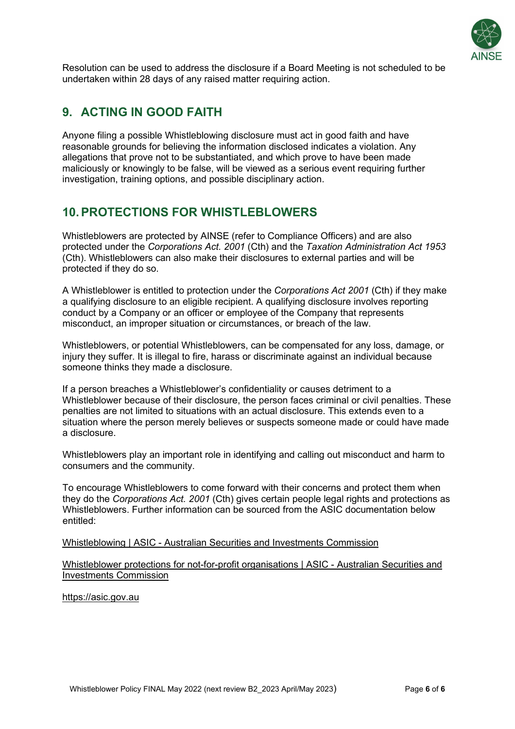Resolution can be used to address the disclosure if a Board Meeting is not scheduled to be undertaken within 28 days of any raised matter requiring action.

## 9. ACTING IN GOOD FAITH

Anyone filing a possible Whistleblowing disclosure must act in good faith and have reasonable grounds for believing the information disclosed indicates a violation. Any allegations that prove not to be substantiated, and which prove to have been made maliciously or knowingly to be false, will be viewed as a serious event requiring further investigation, training options, and possible disciplinary action.

## 10. PROTECTIONS FOR WHISTLEBLOWERS

Whistleblowers are protected by AINSE (refer to Compliance Officers) and are also protected under the *Corporations Act. 2001* (Cth) and the *Taxation Administration Act 1953* (Cth). Whistleblowers can also make their disclosures to external parties and will be protected if they do so.

A Whistleblower is entitled to protection under the *Corporations Act 2001* (Cth) if they make a qualifying disclosure to an eligible recipient. A qualifying disclosure involves reporting conduct by a Company or an officer or employee of the Company that represents misconduct, an improper situation or circumstances, or breach of the law.

Whistleblowers, or potential Whistleblowers, can be compensated for any loss, damage, or injury they suffer. It is illegal to fire, harass or discriminate against an individual because someone thinks they made a disclosure.

If a person breaches a Whistleblower's confidentiality or causes detriment to a Whistleblower because of their disclosure, the person faces criminal or civil penalties. These penalties are not limited to situations with an actual disclosure. This extends even to a situation where the person merely believes or suspects someone made or could have made a disclosure.

Whistleblowers play an important role in identifying and calling out misconduct and harm to consumers and the community.

To encourage Whistleblowers to come forward with their concerns and protect them when they do the *Corporations Act. 2001* (Cth) gives certain people legal rights and protections as Whistleblowers. Further information can be sourced from the ASIC documentation below entitled:

Whistleblowing | ASIC - Australian Securities and Investments Commission

Whistleblower protections for not-for-profit organisations | ASIC - Australian Securities and Investments Commission

https://asic.gov.au